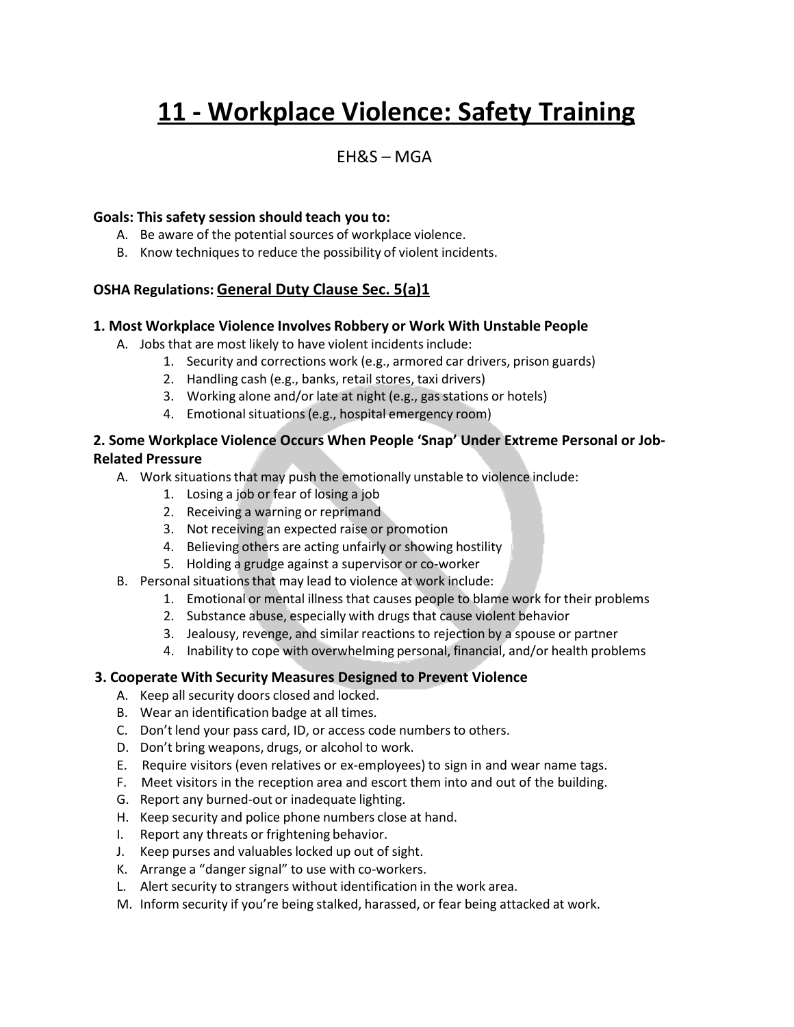# 11 - Workplace Violence: Safety Training

EH&S – MGA

**Goals: This safety session should teach you to:**

A. Be aware of the potential sources of workplace violence.
B. Know techniques to reduce the possibility of violent incidents.

**OSHA Regulations: General Duty Clause Sec. 5(a)1**

### 1. Most Workplace Violence Involves Robbery or Work With Unstable People

A. Jobs that are most likely to have violent incidents include:
   1. Security and corrections work (e.g., armored car drivers, prison guards)
   2. Handling cash (e.g., banks, retail stores, taxi drivers)
   3. Working alone and/or late at night (e.g., gas stations or hotels)
   4. Emotional situations (e.g., hospital emergency room)

### 2. Some Workplace Violence Occurs When People 'Snap' Under Extreme Personal or Job-Related Pressure

A. Work situations that may push the emotionally unstable to violence include:
   1. Losing a job or fear of losing a job
   2. Receiving a warning or reprimand
   3. Not receiving an expected raise or promotion
   4. Believing others are acting unfairly or showing hostility
   5. Holding a grudge against a supervisor or co-worker

B. Personal situations that may lead to violence at work include:
   1. Emotional or mental illness that causes people to blame work for their problems
   2. Substance abuse, especially with drugs that cause violent behavior
   3. Jealousy, revenge, and similar reactions to rejection by a spouse or partner
   4. Inability to cope with overwhelming personal, financial, and/or health problems

### 3. Cooperate With Security Measures Designed to Prevent Violence

A. Keep all security doors closed and locked.
B. Wear an identification badge at all times.
C. Don't lend your pass card, ID, or access code numbers to others.
D. Don't bring weapons, drugs, or alcohol to work.
E. Require visitors (even relatives or ex-employees) to sign in and wear name tags.
F. Meet visitors in the reception area and escort them into and out of the building.
G. Report any burned-out or inadequate lighting.
H. Keep security and police phone numbers close at hand.
I. Report any threats or frightening behavior.
J. Keep purses and valuables locked up out of sight.
K. Arrange a "danger signal" to use with co-workers.
L. Alert security to strangers without identification in the work area.
M. Inform security if you're being stalked, harassed, or fear being attacked at work.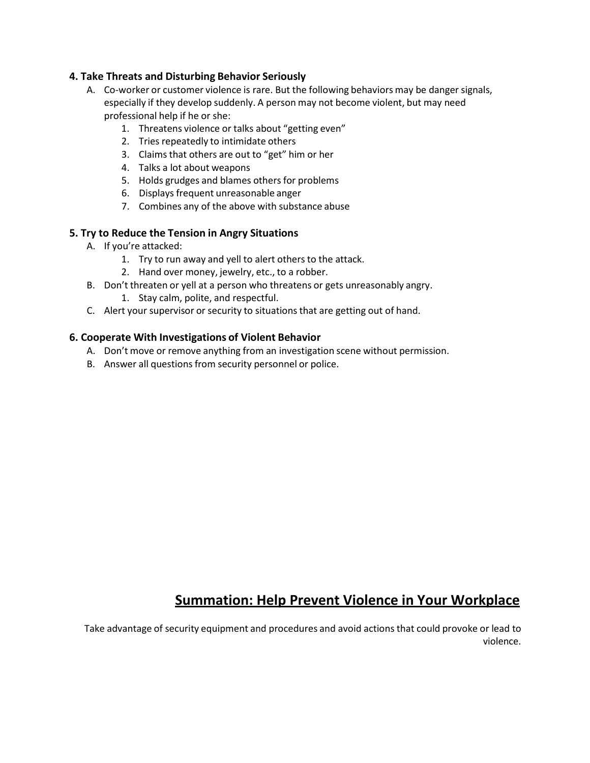#### 4. Take Threats and Disturbing Behavior Seriously

A. Co-worker or customer violence is rare. But the following behaviors may be danger signals, especially if they develop suddenly. A person may not become violent, but may need professional help if he or she:
   1. Threatens violence or talks about "getting even"
   2. Tries repeatedly to intimidate others
   3. Claims that others are out to "get" him or her
   4. Talks a lot about weapons
   5. Holds grudges and blames others for problems
   6. Displays frequent unreasonable anger
   7. Combines any of the above with substance abuse

#### 5. Try to Reduce the Tension in Angry Situations

A. If you're attacked:
   1. Try to run away and yell to alert others to the attack.
   2. Hand over money, jewelry, etc., to a robber.

B. Don't threaten or yell at a person who threatens or gets unreasonably angry.
   1. Stay calm, polite, and respectful.

C. Alert your supervisor or security to situations that are getting out of hand.

#### 6. Cooperate With Investigations of Violent Behavior

A. Don't move or remove anything from an investigation scene without permission.

B. Answer all questions from security personnel or police.

## Summation: Help Prevent Violence in Your Workplace

Take advantage of security equipment and procedures and avoid actions that could provoke or lead to violence.